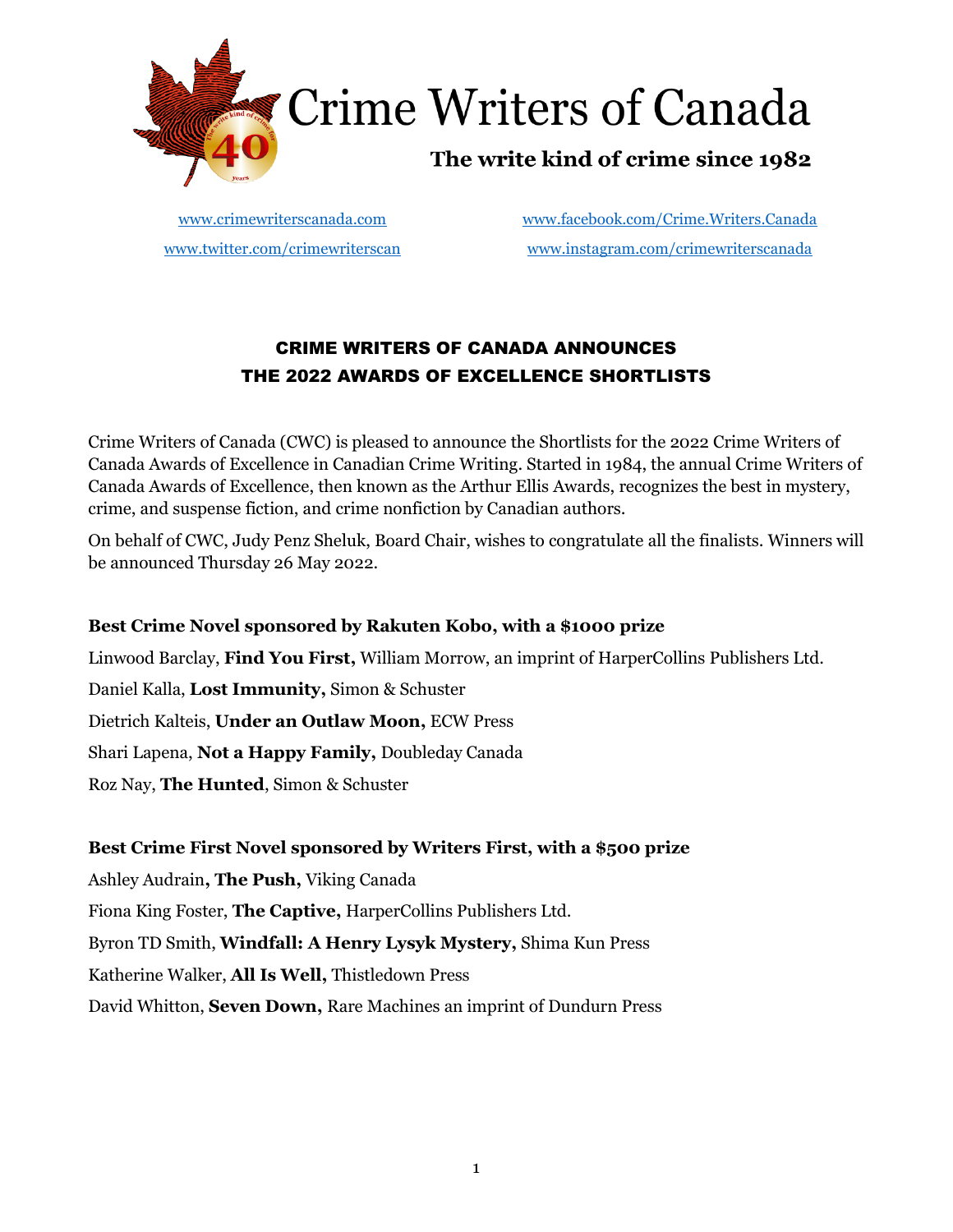# Crime Writers of Canada

**The write kind of crime since 1982**

www.crimewriterscanada.com

www.facebook.com/Crime.Writers.Canada

www.twitter.com/crimewriterscan

www.instagram.com/crimewriterscanada

## CRIME WRITERS OF CANADA ANNOUNCES THE 2022 AWARDS OF EXCELLENCE SHORTLISTS

Crime Writers of Canada (CWC) is pleased to announce the Shortlists for the 2022 Crime Writers of Canada Awards of Excellence in Canadian Crime Writing. Started in 1984, the annual Crime Writers of Canada Awards of Excellence, then known as the Arthur Ellis Awards, recognizes the best in mystery, crime, and suspense fiction, and crime nonfiction by Canadian authors.

On behalf of CWC, Judy Penz Sheluk, Board Chair, wishes to congratulate all the finalists. Winners will be announced Thursday 26 May 2022.

**Best Crime Novel sponsored by Rakuten Kobo, with a $1000 prize**

Linwood Barclay, **Find You First,** William Morrow, an imprint of HarperCollins Publishers Ltd.

Daniel Kalla, **Lost Immunity,** Simon & Schuster

Dietrich Kalteis, **Under an Outlaw Moon,** ECW Press

Shari Lapena, **Not a Happy Family,** Doubleday Canada

Roz Nay, **The Hunted**, Simon & Schuster

**Best Crime First Novel sponsored by Writers First, with a $500 prize**

Ashley Audrain**, The Push,** Viking Canada

Fiona King Foster, **The Captive,** HarperCollins Publishers Ltd.

Byron TD Smith, **Windfall: A Henry Lysyk Mystery,** Shima Kun Press

Katherine Walker, **All Is Well,** Thistledown Press

David Whitton, **Seven Down,** Rare Machines an imprint of Dundurn Press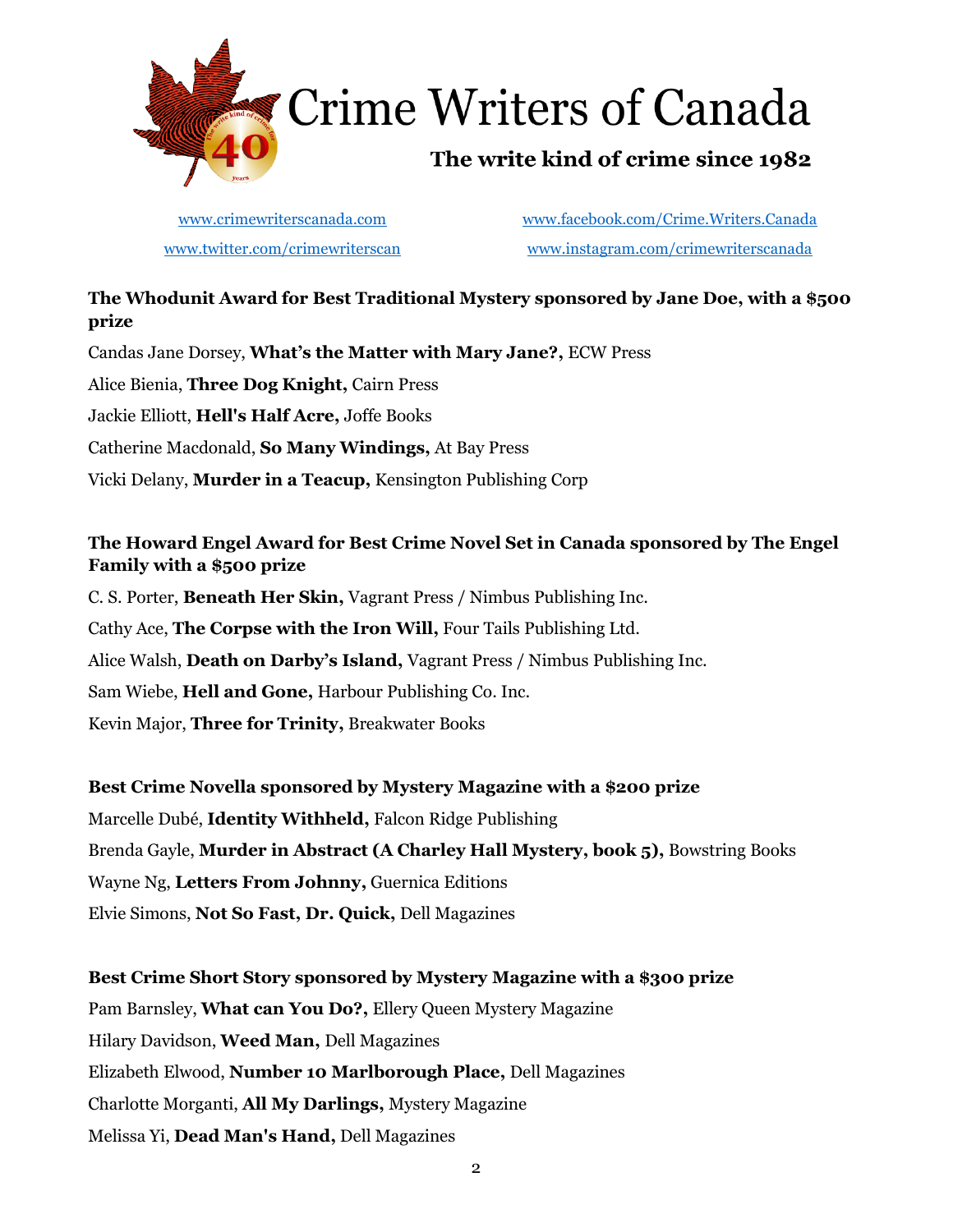# Crime Writers of Canada

**The write kind of crime since 1982**

[www.crimewriterscanada.com](http://www.crimewriterscanada.com) [www.facebook.com/Crime.Writers.Canada](http://www.facebook.com/Crime.Writers.Canada)
[www.twitter.com/crimewriterscan](http://www.twitter.com/crimewriterscan) [www.instagram.com/crimewriterscanada](http://www.instagram.com/crimewriterscanada)

**The Whodunit Award for Best Traditional Mystery sponsored by Jane Doe, with a $500 prize**

Candas Jane Dorsey, **What's the Matter with Mary Jane?,** ECW Press

Alice Bienia, **Three Dog Knight,** Cairn Press

Jackie Elliott, **Hell's Half Acre,** Joffe Books

Catherine Macdonald, **So Many Windings,** At Bay Press

Vicki Delany, **Murder in a Teacup,** Kensington Publishing Corp

**The Howard Engel Award for Best Crime Novel Set in Canada sponsored by The Engel Family with a $500 prize**

C. S. Porter, **Beneath Her Skin,** Vagrant Press / Nimbus Publishing Inc.

Cathy Ace, **The Corpse with the Iron Will,** Four Tails Publishing Ltd.

Alice Walsh, **Death on Darby's Island,** Vagrant Press / Nimbus Publishing Inc.

Sam Wiebe, **Hell and Gone,** Harbour Publishing Co. Inc.

Kevin Major, **Three for Trinity,** Breakwater Books

**Best Crime Novella sponsored by Mystery Magazine with a $200 prize**

Marcelle Dubé, **Identity Withheld,** Falcon Ridge Publishing

Brenda Gayle, **Murder in Abstract (A Charley Hall Mystery, book 5),** Bowstring Books

Wayne Ng, **Letters From Johnny,** Guernica Editions

Elvie Simons, **Not So Fast, Dr. Quick,** Dell Magazines

**Best Crime Short Story sponsored by Mystery Magazine with a $300 prize**

Pam Barnsley, **What can You Do?,** Ellery Queen Mystery Magazine

Hilary Davidson, **Weed Man,** Dell Magazines

Elizabeth Elwood, **Number 10 Marlborough Place,** Dell Magazines

Charlotte Morganti, **All My Darlings,** Mystery Magazine

Melissa Yi, **Dead Man's Hand,** Dell Magazines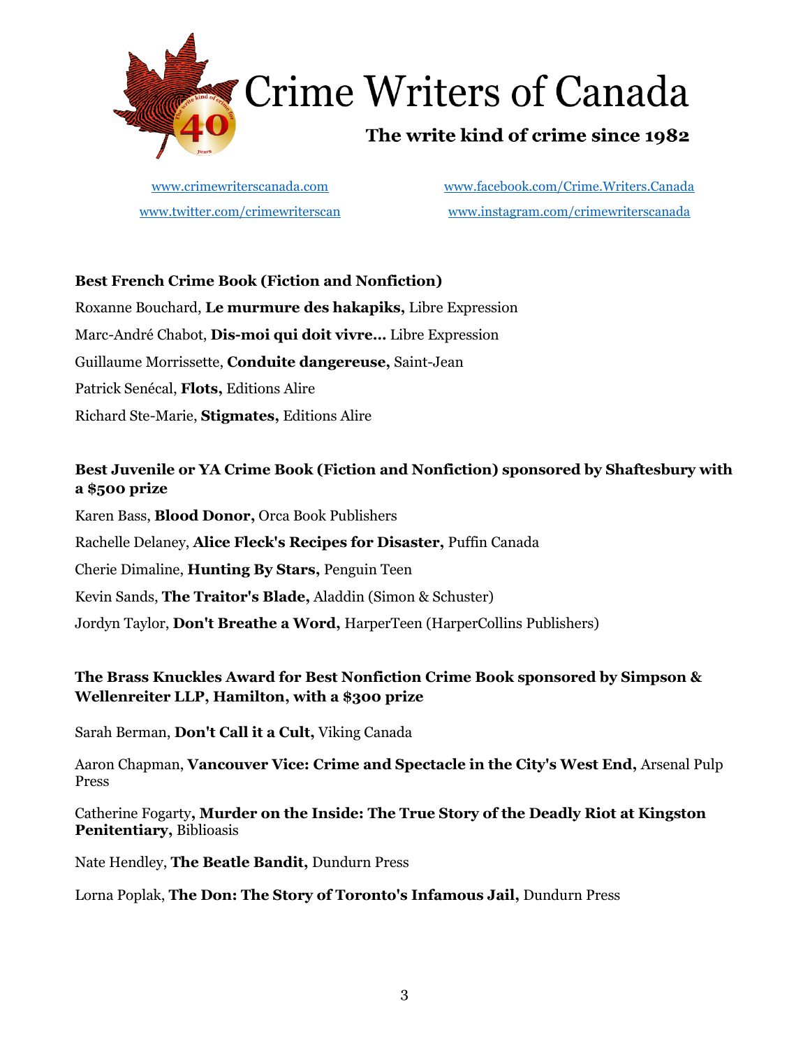# Crime Writers of Canada

**The write kind of crime since 1982**

www.crimewriterscanada.com www.facebook.com/Crime.Writers.Canada

www.twitter.com/crimewriterscan www.instagram.com/crimewriterscanada

**Best French Crime Book (Fiction and Nonfiction)**

Roxanne Bouchard, **Le murmure des hakapiks,** Libre Expression

Marc-André Chabot, **Dis-moi qui doit vivre…** Libre Expression

Guillaume Morrissette, **Conduite dangereuse,** Saint-Jean

Patrick Senécal, **Flots,** Editions Alire

Richard Ste-Marie, **Stigmates,** Editions Alire

**Best Juvenile or YA Crime Book (Fiction and Nonfiction) sponsored by Shaftesbury with a $500 prize**

Karen Bass, **Blood Donor,** Orca Book Publishers

Rachelle Delaney, **Alice Fleck's Recipes for Disaster,** Puffin Canada

Cherie Dimaline, **Hunting By Stars,** Penguin Teen

Kevin Sands, **The Traitor's Blade,** Aladdin (Simon & Schuster)

Jordyn Taylor, **Don't Breathe a Word,** HarperTeen (HarperCollins Publishers)

**The Brass Knuckles Award for Best Nonfiction Crime Book sponsored by Simpson & Wellenreiter LLP, Hamilton, with a $300 prize**

Sarah Berman, **Don't Call it a Cult,** Viking Canada

Aaron Chapman, **Vancouver Vice: Crime and Spectacle in the City's West End,** Arsenal Pulp Press

Catherine Fogarty**, Murder on the Inside: The True Story of the Deadly Riot at Kingston Penitentiary,** Biblioasis

Nate Hendley, **The Beatle Bandit,** Dundurn Press

Lorna Poplak, **The Don: The Story of Toronto's Infamous Jail,** Dundurn Press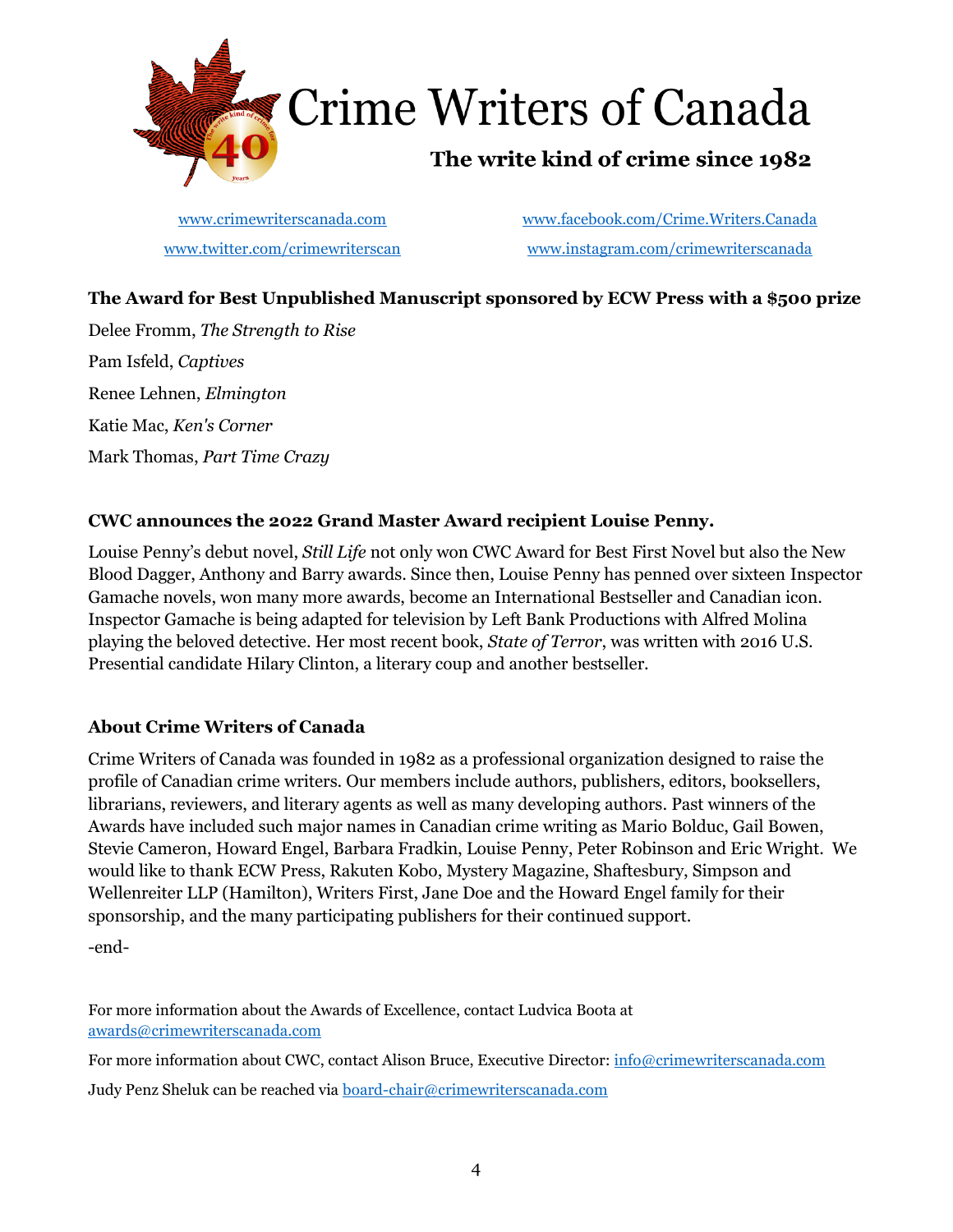# Crime Writers of Canada

**The write kind of crime since 1982**

www.crimewriterscanada.com
www.twitter.com/crimewriterscan
www.facebook.com/Crime.Writers.Canada
www.instagram.com/crimewriterscanada

**The Award for Best Unpublished Manuscript sponsored by ECW Press with a $500 prize**

Delee Fromm, *The Strength to Rise*

Pam Isfeld, *Captives*

Renee Lehnen, *Elmington*

Katie Mac, *Ken's Corner*

Mark Thomas, *Part Time Crazy*

**CWC announces the 2022 Grand Master Award recipient Louise Penny.**

Louise Penny's debut novel, *Still Life* not only won CWC Award for Best First Novel but also the New Blood Dagger, Anthony and Barry awards. Since then, Louise Penny has penned over sixteen Inspector Gamache novels, won many more awards, become an International Bestseller and Canadian icon. Inspector Gamache is being adapted for television by Left Bank Productions with Alfred Molina playing the beloved detective. Her most recent book, *State of Terror*, was written with 2016 U.S. Presential candidate Hilary Clinton, a literary coup and another bestseller.

**About Crime Writers of Canada**

Crime Writers of Canada was founded in 1982 as a professional organization designed to raise the profile of Canadian crime writers. Our members include authors, publishers, editors, booksellers, librarians, reviewers, and literary agents as well as many developing authors. Past winners of the Awards have included such major names in Canadian crime writing as Mario Bolduc, Gail Bowen, Stevie Cameron, Howard Engel, Barbara Fradkin, Louise Penny, Peter Robinson and Eric Wright. We would like to thank ECW Press, Rakuten Kobo, Mystery Magazine, Shaftesbury, Simpson and Wellenreiter LLP (Hamilton), Writers First, Jane Doe and the Howard Engel family for their sponsorship, and the many participating publishers for their continued support.

-end-

For more information about the Awards of Excellence, contact Ludvica Boota at awards@crimewriterscanada.com

For more information about CWC, contact Alison Bruce, Executive Director: info@crimewriterscanada.com

Judy Penz Sheluk can be reached via board-chair@crimewriterscanada.com